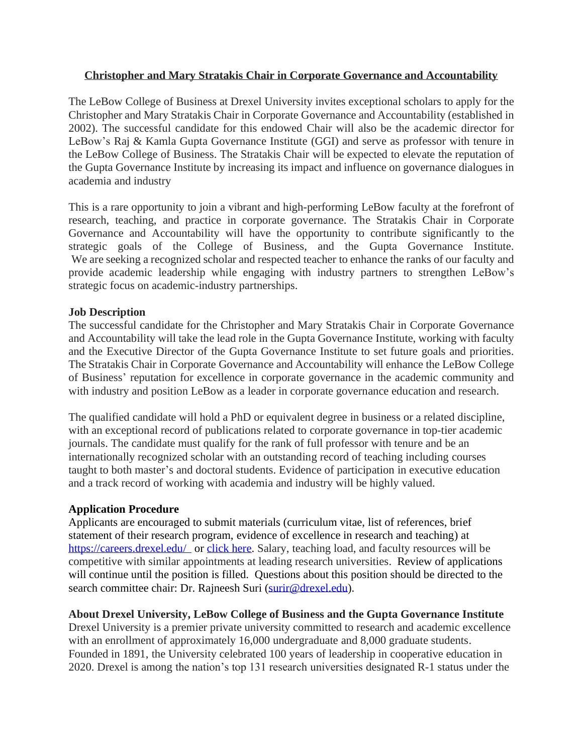# Christopher and Mary Stratakis Chair in Corporate Governance and Accountability

The LeBow College of Business at Drexel University invites exceptional scholars to apply for the Christopher and Mary Stratakis Chair in Corporate Governance and Accountability (established in 2002). The successful candidate for this endowed Chair will also be the academic director for LeBow's Raj & Kamla Gupta Governance Institute (GGI) and serve as professor with tenure in the LeBow College of Business. The Stratakis Chair will be expected to elevate the reputation of the Gupta Governance Institute by increasing its impact and influence on governance dialogues in academia and industry

This is a rare opportunity to join a vibrant and high-performing LeBow faculty at the forefront of research, teaching, and practice in corporate governance. The Stratakis Chair in Corporate Governance and Accountability will have the opportunity to contribute significantly to the strategic goals of the College of Business, and the Gupta Governance Institute. We are seeking a recognized scholar and respected teacher to enhance the ranks of our faculty and provide academic leadership while engaging with industry partners to strengthen LeBow's strategic focus on academic-industry partnerships.

**Job Description**

The successful candidate for the Christopher and Mary Stratakis Chair in Corporate Governance and Accountability will take the lead role in the Gupta Governance Institute, working with faculty and the Executive Director of the Gupta Governance Institute to set future goals and priorities. The Stratakis Chair in Corporate Governance and Accountability will enhance the LeBow College of Business' reputation for excellence in corporate governance in the academic community and with industry and position LeBow as a leader in corporate governance education and research.

The qualified candidate will hold a PhD or equivalent degree in business or a related discipline, with an exceptional record of publications related to corporate governance in top-tier academic journals. The candidate must qualify for the rank of full professor with tenure and be an internationally recognized scholar with an outstanding record of teaching including courses taught to both master's and doctoral students. Evidence of participation in executive education and a track record of working with academia and industry will be highly valued.

**Application Procedure**

Applicants are encouraged to submit materials (curriculum vitae, list of references, brief statement of their research program, evidence of excellence in research and teaching) at https://careers.drexel.edu/ or click here. Salary, teaching load, and faculty resources will be competitive with similar appointments at leading research universities. Review of applications will continue until the position is filled. Questions about this position should be directed to the search committee chair: Dr. Rajneesh Suri (surir@drexel.edu).

**About Drexel University, LeBow College of Business and the Gupta Governance Institute**

Drexel University is a premier private university committed to research and academic excellence with an enrollment of approximately 16,000 undergraduate and 8,000 graduate students. Founded in 1891, the University celebrated 100 years of leadership in cooperative education in 2020. Drexel is among the nation's top 131 research universities designated R-1 status under the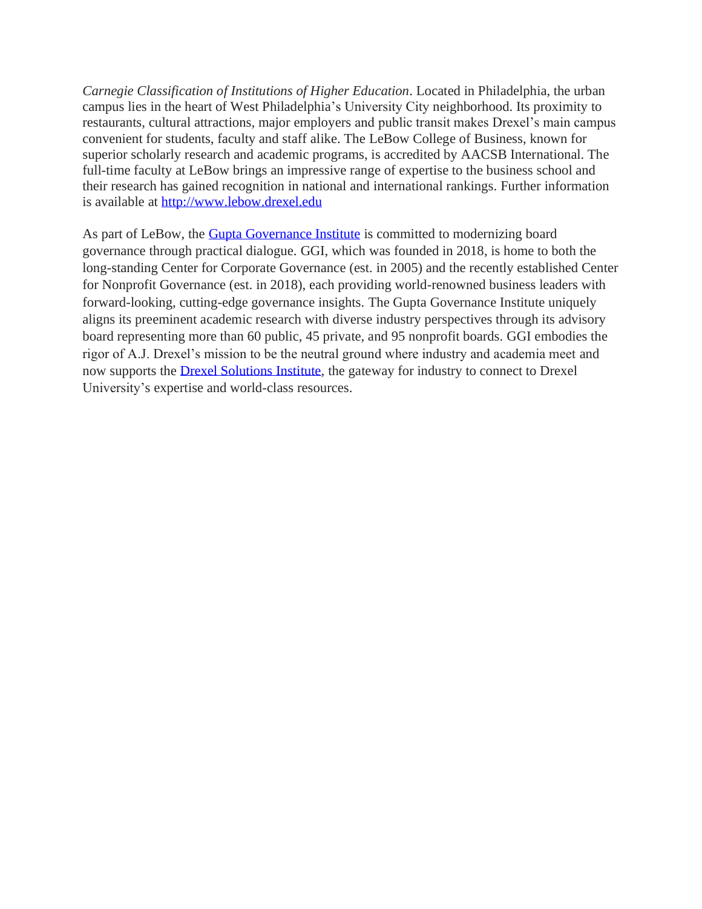*Carnegie Classification of Institutions of Higher Education*. Located in Philadelphia, the urban campus lies in the heart of West Philadelphia's University City neighborhood. Its proximity to restaurants, cultural attractions, major employers and public transit makes Drexel's main campus convenient for students, faculty and staff alike. The LeBow College of Business, known for superior scholarly research and academic programs, is accredited by AACSB International. The full-time faculty at LeBow brings an impressive range of expertise to the business school and their research has gained recognition in national and international rankings. Further information is available at [http://www.lebow.drexel.edu](http://www.lebow.drexel.edu)

As part of LeBow, the [Gupta Governance Institute](#) is committed to modernizing board governance through practical dialogue. GGI, which was founded in 2018, is home to both the long-standing Center for Corporate Governance (est. in 2005) and the recently established Center for Nonprofit Governance (est. in 2018), each providing world-renowned business leaders with forward-looking, cutting-edge governance insights. The Gupta Governance Institute uniquely aligns its preeminent academic research with diverse industry perspectives through its advisory board representing more than 60 public, 45 private, and 95 nonprofit boards. GGI embodies the rigor of A.J. Drexel's mission to be the neutral ground where industry and academia meet and now supports the [Drexel Solutions Institute](#), the gateway for industry to connect to Drexel University's expertise and world-class resources.